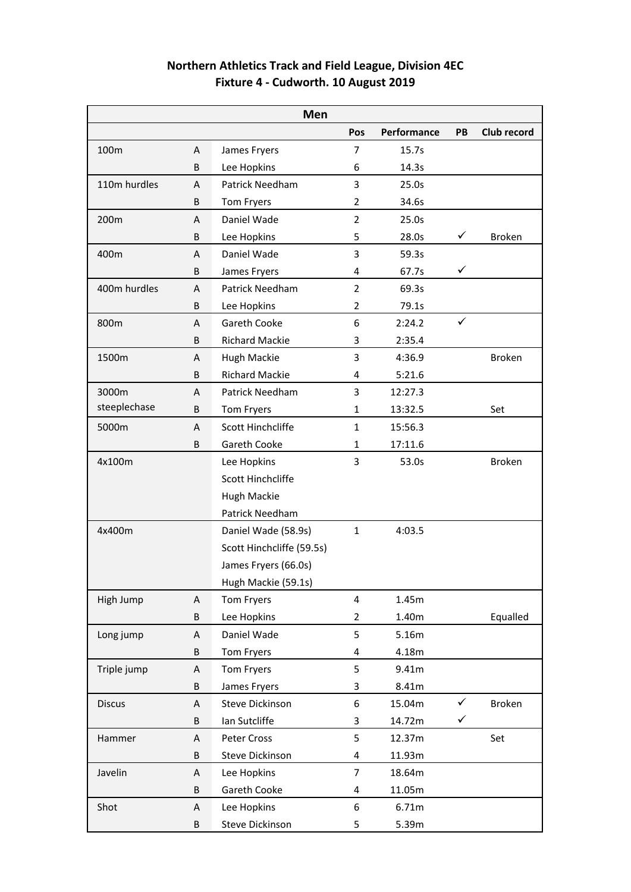# Northern Athletics Track and Field League, Division 4EC

## Fixture 4 - Cudworth. 10 August 2019

| Men | | | | | | |
|---|---|---|---|---|---|---|
| | | | Pos | Performance | PB | Club record |
| 100m | A | James Fryers | 7 | 15.7s | | |
| | B | Lee Hopkins | 6 | 14.3s | | |
| 110m hurdles | A | Patrick Needham | 3 | 25.0s | | |
| | B | Tom Fryers | 2 | 34.6s | | |
| 200m | A | Daniel Wade | 2 | 25.0s | | |
| | B | Lee Hopkins | 5 | 28.0s | ✓ | Broken |
| 400m | A | Daniel Wade | 3 | 59.3s | | |
| | B | James Fryers | 4 | 67.7s | ✓ | |
| 400m hurdles | A | Patrick Needham | 2 | 69.3s | | |
| | B | Lee Hopkins | 2 | 79.1s | | |
| 800m | A | Gareth Cooke | 6 | 2:24.2 | ✓ | |
| | B | Richard Mackie | 3 | 2:35.4 | | |
| 1500m | A | Hugh Mackie | 3 | 4:36.9 | | Broken |
| | B | Richard Mackie | 4 | 5:21.6 | | |
| 3000m steeplechase | A | Patrick Needham | 3 | 12:27.3 | | |
| | B | Tom Fryers | 1 | 13:32.5 | | Set |
| 5000m | A | Scott Hinchcliffe | 1 | 15:56.3 | | |
| | B | Gareth Cooke | 1 | 17:11.6 | | |
| 4x100m | | Lee Hopkins | 3 | 53.0s | | Broken |
| | | Scott Hinchcliffe | | | | |
| | | Hugh Mackie | | | | |
| | | Patrick Needham | | | | |
| 4x400m | | Daniel Wade (58.9s) | 1 | 4:03.5 | | |
| | | Scott Hinchcliffe (59.5s) | | | | |
| | | James Fryers (66.0s) | | | | |
| | | Hugh Mackie (59.1s) | | | | |
| High Jump | A | Tom Fryers | 4 | 1.45m | | |
| | B | Lee Hopkins | 2 | 1.40m | | Equalled |
| Long jump | A | Daniel Wade | 5 | 5.16m | | |
| | B | Tom Fryers | 4 | 4.18m | | |
| Triple jump | A | Tom Fryers | 5 | 9.41m | | |
| | B | James Fryers | 3 | 8.41m | | |
| Discus | A | Steve Dickinson | 6 | 15.04m | ✓ | Broken |
| | B | Ian Sutcliffe | 3 | 14.72m | ✓ | |
| Hammer | A | Peter Cross | 5 | 12.37m | | Set |
| | B | Steve Dickinson | 4 | 11.93m | | |
| Javelin | A | Lee Hopkins | 7 | 18.64m | | |
| | B | Gareth Cooke | 4 | 11.05m | | |
| Shot | A | Lee Hopkins | 6 | 6.71m | | |
| | B | Steve Dickinson | 5 | 5.39m | | |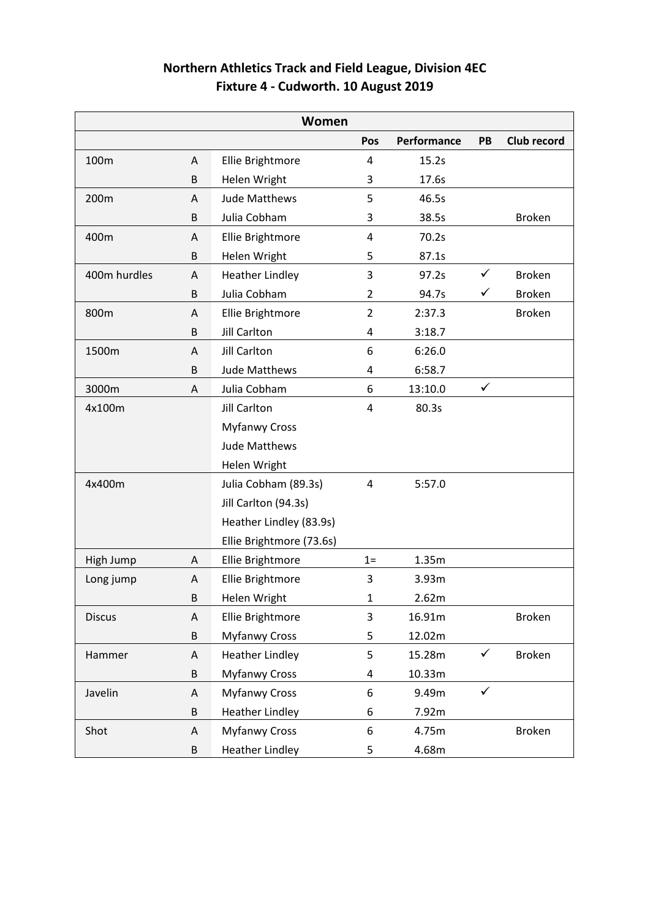# Northern Athletics Track and Field League, Division 4EC
## Fixture 4 - Cudworth. 10 August 2019

| Women | | | | | | |
|---|---|---|---|---|---|---|
| | | | Pos | Performance | PB | Club record |
| 100m | A | Ellie Brightmore | 4 | 15.2s | | |
| | B | Helen Wright | 3 | 17.6s | | |
| 200m | A | Jude Matthews | 5 | 46.5s | | |
| | B | Julia Cobham | 3 | 38.5s | | Broken |
| 400m | A | Ellie Brightmore | 4 | 70.2s | | |
| | B | Helen Wright | 5 | 87.1s | | |
| 400m hurdles | A | Heather Lindley | 3 | 97.2s | ✓ | Broken |
| | B | Julia Cobham | 2 | 94.7s | ✓ | Broken |
| 800m | A | Ellie Brightmore | 2 | 2:37.3 | | Broken |
| | B | Jill Carlton | 4 | 3:18.7 | | |
| 1500m | A | Jill Carlton | 6 | 6:26.0 | | |
| | B | Jude Matthews | 4 | 6:58.7 | | |
| 3000m | A | Julia Cobham | 6 | 13:10.0 | ✓ | |
| 4x100m | | Jill Carlton | 4 | 80.3s | | |
| | | Myfanwy Cross | | | | |
| | | Jude Matthews | | | | |
| | | Helen Wright | | | | |
| 4x400m | | Julia Cobham (89.3s) | 4 | 5:57.0 | | |
| | | Jill Carlton (94.3s) | | | | |
| | | Heather Lindley (83.9s) | | | | |
| | | Ellie Brightmore (73.6s) | | | | |
| High Jump | A | Ellie Brightmore | 1= | 1.35m | | |
| Long jump | A | Ellie Brightmore | 3 | 3.93m | | |
| | B | Helen Wright | 1 | 2.62m | | |
| Discus | A | Ellie Brightmore | 3 | 16.91m | | Broken |
| | B | Myfanwy Cross | 5 | 12.02m | | |
| Hammer | A | Heather Lindley | 5 | 15.28m | ✓ | Broken |
| | B | Myfanwy Cross | 4 | 10.33m | | |
| Javelin | A | Myfanwy Cross | 6 | 9.49m | ✓ | |
| | B | Heather Lindley | 6 | 7.92m | | |
| Shot | A | Myfanwy Cross | 6 | 4.75m | | Broken |
| | B | Heather Lindley | 5 | 4.68m | | |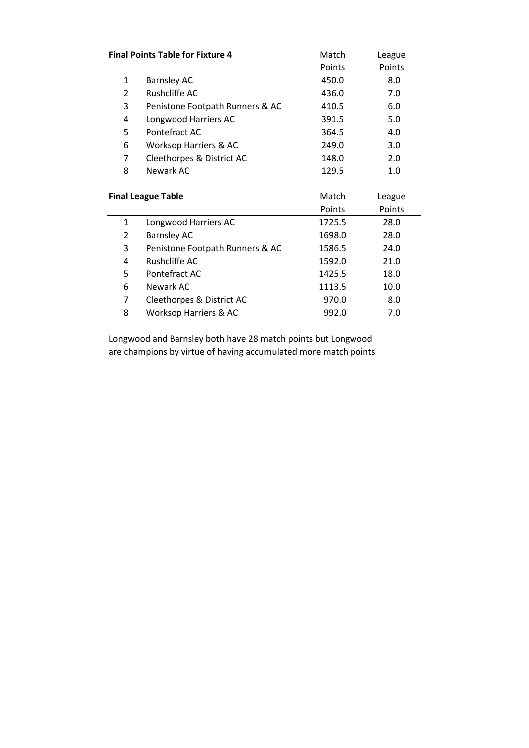**Final Points Table for Fixture 4**

| | | Match Points | League Points |
|---|---|---|---|
| 1 | Barnsley AC | 450.0 | 8.0 |
| 2 | Rushcliffe AC | 436.0 | 7.0 |
| 3 | Penistone Footpath Runners & AC | 410.5 | 6.0 |
| 4 | Longwood Harriers AC | 391.5 | 5.0 |
| 5 | Pontefract AC | 364.5 | 4.0 |
| 6 | Worksop Harriers & AC | 249.0 | 3.0 |
| 7 | Cleethorpes & District AC | 148.0 | 2.0 |
| 8 | Newark AC | 129.5 | 1.0 |

**Final League Table**

| | | Match Points | League Points |
|---|---|---|---|
| 1 | Longwood Harriers AC | 1725.5 | 28.0 |
| 2 | Barnsley AC | 1698.0 | 28.0 |
| 3 | Penistone Footpath Runners & AC | 1586.5 | 24.0 |
| 4 | Rushcliffe AC | 1592.0 | 21.0 |
| 5 | Pontefract AC | 1425.5 | 18.0 |
| 6 | Newark AC | 1113.5 | 10.0 |
| 7 | Cleethorpes & District AC | 970.0 | 8.0 |
| 8 | Worksop Harriers & AC | 992.0 | 7.0 |

Longwood and Barnsley both have 28 match points but Longwood are champions by virtue of having accumulated more match points